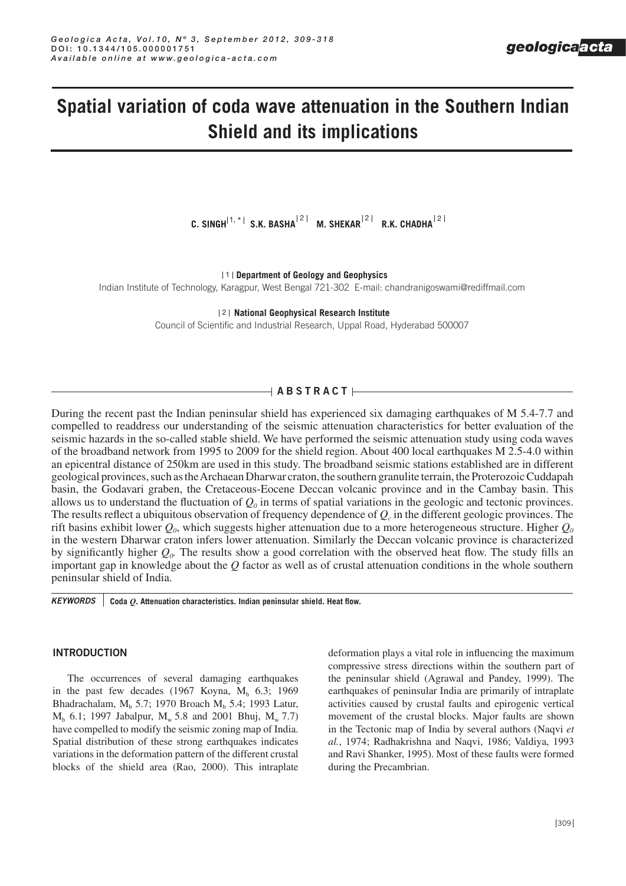# Spatial variation of coda wave attenuation in the Southern Indian Shield and its implications

**C. SINGH**[1,*] **S.K. BASHA**[2] **M. SHEKAR**[2] **R.K. CHADHA**[2]

[1] **Department of Geology and Geophysics**
Indian Institute of Technology, Karagpur, West Bengal 721-302 E-mail: chandranigoswami@rediffmail.com

[2] **National Geophysical Research Institute**
Council of Scientific and Industrial Research, Uppal Road, Hyderabad 500007

## ABSTRACT

During the recent past the Indian peninsular shield has experienced six damaging earthquakes of M 5.4-7.7 and compelled to readdress our understanding of the seismic attenuation characteristics for better evaluation of the seismic hazards in the so-called stable shield. We have performed the seismic attenuation study using coda waves of the broadband network from 1995 to 2009 for the shield region. About 400 local earthquakes M 2.5-4.0 within an epicentral distance of 250km are used in this study. The broadband seismic stations established are in different geological provinces, such as the Archaean Dharwar craton, the southern granulite terrain, the Proterozoic Cuddapah basin, the Godavari graben, the Cretaceous-Eocene Deccan volcanic province and in the Cambay basin. This allows us to understand the fluctuation of $Q_0$ in terms of spatial variations in the geologic and tectonic provinces. The results reflect a ubiquitous observation of frequency dependence of $Q_c$ in the different geologic provinces. The rift basins exhibit lower $Q_0$, which suggests higher attenuation due to a more heterogeneous structure. Higher $Q_0$ in the western Dharwar craton infers lower attenuation. Similarly the Deccan volcanic province is characterized by significantly higher $Q_0$. The results show a good correlation with the observed heat flow. The study fills an important gap in knowledge about the $Q$ factor as well as of crustal attenuation conditions in the whole southern peninsular shield of India.

***KEYWORDS*** **Coda $Q$. Attenuation characteristics. Indian peninsular shield. Heat flow.**

## INTRODUCTION

The occurrences of several damaging earthquakes in the past few decades (1967 Koyna, $M_b$ 6.3; 1969 Bhadrachalam, $M_b$ 5.7; 1970 Broach $M_b$ 5.4; 1993 Latur, $M_b$ 6.1; 1997 Jabalpur, $M_w$ 5.8 and 2001 Bhuj, $M_w$ 7.7) have compelled to modify the seismic zoning map of India. Spatial distribution of these strong earthquakes indicates variations in the deformation pattern of the different crustal blocks of the shield area (Rao, 2000). This intraplate deformation plays a vital role in influencing the maximum compressive stress directions within the southern part of the peninsular shield (Agrawal and Pandey, 1999). The earthquakes of peninsular India are primarily of intraplate activities caused by crustal faults and epirogenic vertical movement of the crustal blocks. Major faults are shown in the Tectonic map of India by several authors (Naqvi *et al.*, 1974; Radhakrishna and Naqvi, 1986; Valdiya, 1993 and Ravi Shanker, 1995). Most of these faults were formed during the Precambrian.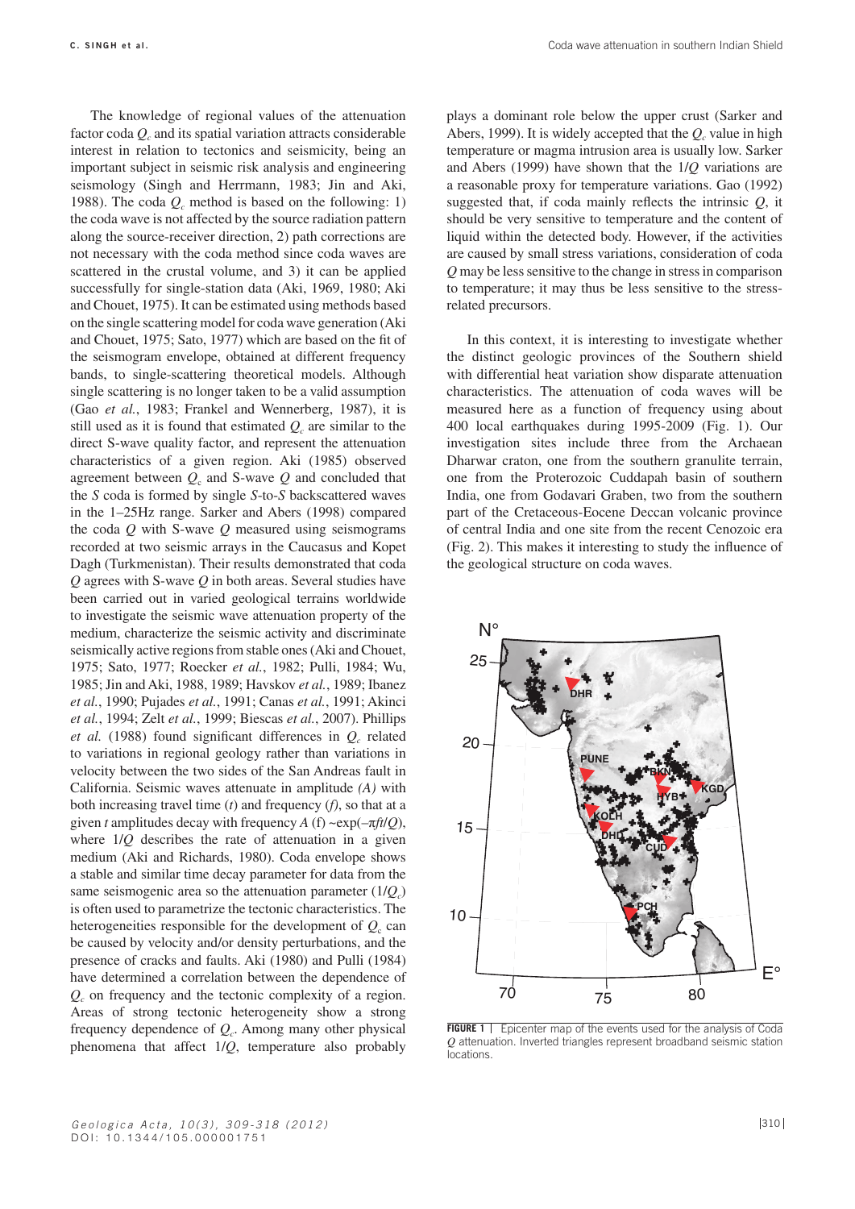The knowledge of regional values of the attenuation factor coda $Q_c$ and its spatial variation attracts considerable interest in relation to tectonics and seismicity, being an important subject in seismic risk analysis and engineering seismology (Singh and Herrmann, 1983; Jin and Aki, 1988). The coda $Q_c$ method is based on the following: 1) the coda wave is not affected by the source radiation pattern along the source-receiver direction, 2) path corrections are not necessary with the coda method since coda waves are scattered in the crustal volume, and 3) it can be applied successfully for single-station data (Aki, 1969, 1980; Aki and Chouet, 1975). It can be estimated using methods based on the single scattering model for coda wave generation (Aki and Chouet, 1975; Sato, 1977) which are based on the fit of the seismogram envelope, obtained at different frequency bands, to single-scattering theoretical models. Although single scattering is no longer taken to be a valid assumption (Gao *et al.*, 1983; Frankel and Wennerberg, 1987), it is still used as it is found that estimated $Q_c$ are similar to the direct S-wave quality factor, and represent the attenuation characteristics of a given region. Aki (1985) observed agreement between $Q_c$ and S-wave $Q$ and concluded that the *S* coda is formed by single *S*-to-*S* backscattered waves in the 1–25Hz range. Sarker and Abers (1998) compared the coda $Q$ with S-wave $Q$ measured using seismograms recorded at two seismic arrays in the Caucasus and Kopet Dagh (Turkmenistan). Their results demonstrated that coda $Q$ agrees with S-wave $Q$ in both areas. Several studies have been carried out in varied geological terrains worldwide to investigate the seismic wave attenuation property of the medium, characterize the seismic activity and discriminate seismically active regions from stable ones (Aki and Chouet, 1975; Sato, 1977; Roecker *et al.*, 1982; Pulli, 1984; Wu, 1985; Jin and Aki, 1988, 1989; Havskov *et al.*, 1989; Ibanez *et al.*, 1990; Pujades *et al.*, 1991; Canas *et al.*, 1991; Akinci *et al.*, 1994; Zelt *et al.*, 1999; Biescas *et al.*, 2007). Phillips *et al.* (1988) found significant differences in $Q_c$ related to variations in regional geology rather than variations in velocity between the two sides of the San Andreas fault in California. Seismic waves attenuate in amplitude *(A)* with both increasing travel time (*t*) and frequency (*f*), so that at a given *t* amplitudes decay with frequency $A(f) \sim \exp(-\pi f t/Q)$, where $1/Q$ describes the rate of attenuation in a given medium (Aki and Richards, 1980). Coda envelope shows a stable and similar time decay parameter for data from the same seismogenic area so the attenuation parameter ($1/Q_c$) is often used to parametrize the tectonic characteristics. The heterogeneities responsible for the development of $Q_c$ can be caused by velocity and/or density perturbations, and the presence of cracks and faults. Aki (1980) and Pulli (1984) have determined a correlation between the dependence of $Q_c$ on frequency and the tectonic complexity of a region. Areas of strong tectonic heterogeneity show a strong frequency dependence of $Q_c$. Among many other physical phenomena that affect $1/Q$, temperature also probably plays a dominant role below the upper crust (Sarker and Abers, 1999). It is widely accepted that the $Q_c$ value in high temperature or magma intrusion area is usually low. Sarker and Abers (1999) have shown that the $1/Q$ variations are a reasonable proxy for temperature variations. Gao (1992) suggested that, if coda mainly reflects the intrinsic $Q$, it should be very sensitive to temperature and the content of liquid within the detected body. However, if the activities are caused by small stress variations, consideration of coda $Q$ may be less sensitive to the change in stress in comparison to temperature; it may thus be less sensitive to the stress-related precursors.

In this context, it is interesting to investigate whether the distinct geologic provinces of the Southern shield with differential heat variation show disparate attenuation characteristics. The attenuation of coda waves will be measured here as a function of frequency using about 400 local earthquakes during 1995-2009 (Fig. 1). Our investigation sites include three from the Archaean Dharwar craton, one from the southern granulite terrain, one from the Proterozoic Cuddapah basin of southern India, one from Godavari Graben, two from the southern part of the Cretaceous-Eocene Deccan volcanic province of central India and one site from the recent Cenozoic era (Fig. 2). This makes it interesting to study the influence of the geological structure on coda waves.

**FIGURE 1** | Epicenter map of the events used for the analysis of Coda $Q$ attenuation. Inverted triangles represent broadband seismic station locations.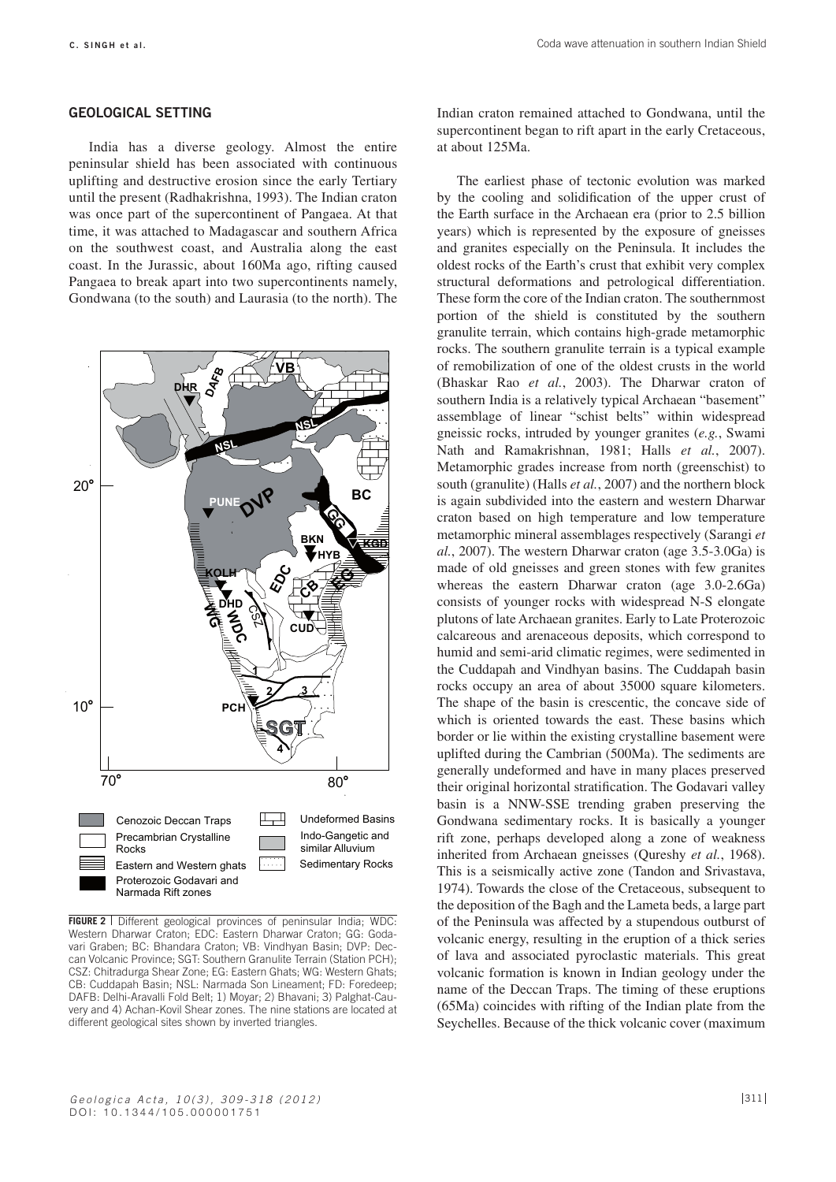## GEOLOGICAL SETTING

India has a diverse geology. Almost the entire peninsular shield has been associated with continuous uplifting and destructive erosion since the early Tertiary until the present (Radhakrishna, 1993). The Indian craton was once part of the supercontinent of Pangaea. At that time, it was attached to Madagascar and southern Africa on the southwest coast, and Australia along the east coast. In the Jurassic, about 160Ma ago, rifting caused Pangaea to break apart into two supercontinents namely, Gondwana (to the south) and Laurasia (to the north). The Indian craton remained attached to Gondwana, until the supercontinent began to rift apart in the early Cretaceous, at about 125Ma.

**FIGURE 2** | Different geological provinces of peninsular India; WDC: Western Dharwar Craton; EDC: Eastern Dharwar Craton; GG: Godavari Graben; BC: Bhandara Craton; VB: Vindhyan Basin; DVP: Deccan Volcanic Province; SGT: Southern Granulite Terrain (Station PCH); CSZ: Chitradurga Shear Zone; EG: Eastern Ghats; WG: Western Ghats; CB: Cuddapah Basin; NSL: Narmada Son Lineament; FD: Foredeep; DAFB: Delhi-Aravalli Fold Belt; 1) Moyar; 2) Bhavani; 3) Palghat-Cauvery and 4) Achan-Kovil Shear zones. The nine stations are located at different geological sites shown by inverted triangles.

The earliest phase of tectonic evolution was marked by the cooling and solidification of the upper crust of the Earth surface in the Archaean era (prior to 2.5 billion years) which is represented by the exposure of gneisses and granites especially on the Peninsula. It includes the oldest rocks of the Earth's crust that exhibit very complex structural deformations and petrological differentiation. These form the core of the Indian craton. The southernmost portion of the shield is constituted by the southern granulite terrain, which contains high-grade metamorphic rocks. The southern granulite terrain is a typical example of remobilization of one of the oldest crusts in the world (Bhaskar Rao *et al.*, 2003). The Dharwar craton of southern India is a relatively typical Archaean "basement" assemblage of linear "schist belts" within widespread gneissic rocks, intruded by younger granites (*e.g.*, Swami Nath and Ramakrishnan, 1981; Halls *et al.*, 2007). Metamorphic grades increase from north (greenschist) to south (granulite) (Halls *et al.*, 2007) and the northern block is again subdivided into the eastern and western Dharwar craton based on high temperature and low temperature metamorphic mineral assemblages respectively (Sarangi *et al.*, 2007). The western Dharwar craton (age 3.5-3.0Ga) is made of old gneisses and green stones with few granites whereas the eastern Dharwar craton (age 3.0-2.6Ga) consists of younger rocks with widespread N-S elongate plutons of late Archaean granites. Early to Late Proterozoic calcareous and arenaceous deposits, which correspond to humid and semi-arid climatic regimes, were sedimented in the Cuddapah and Vindhyan basins. The Cuddapah basin rocks occupy an area of about 35000 square kilometers. The shape of the basin is crescentic, the concave side of which is oriented towards the east. These basins which border or lie within the existing crystalline basement were uplifted during the Cambrian (500Ma). The sediments are generally undeformed and have in many places preserved their original horizontal stratification. The Godavari valley basin is a NNW-SSE trending graben preserving the Gondwana sedimentary rocks. It is basically a younger rift zone, perhaps developed along a zone of weakness inherited from Archaean gneisses (Qureshy *et al.*, 1968). This is a seismically active zone (Tandon and Srivastava, 1974). Towards the close of the Cretaceous, subsequent to the deposition of the Bagh and the Lameta beds, a large part of the Peninsula was affected by a stupendous outburst of volcanic energy, resulting in the eruption of a thick series of lava and associated pyroclastic materials. This great volcanic formation is known in Indian geology under the name of the Deccan Traps. The timing of these eruptions (65Ma) coincides with rifting of the Indian plate from the Seychelles. Because of the thick volcanic cover (maximum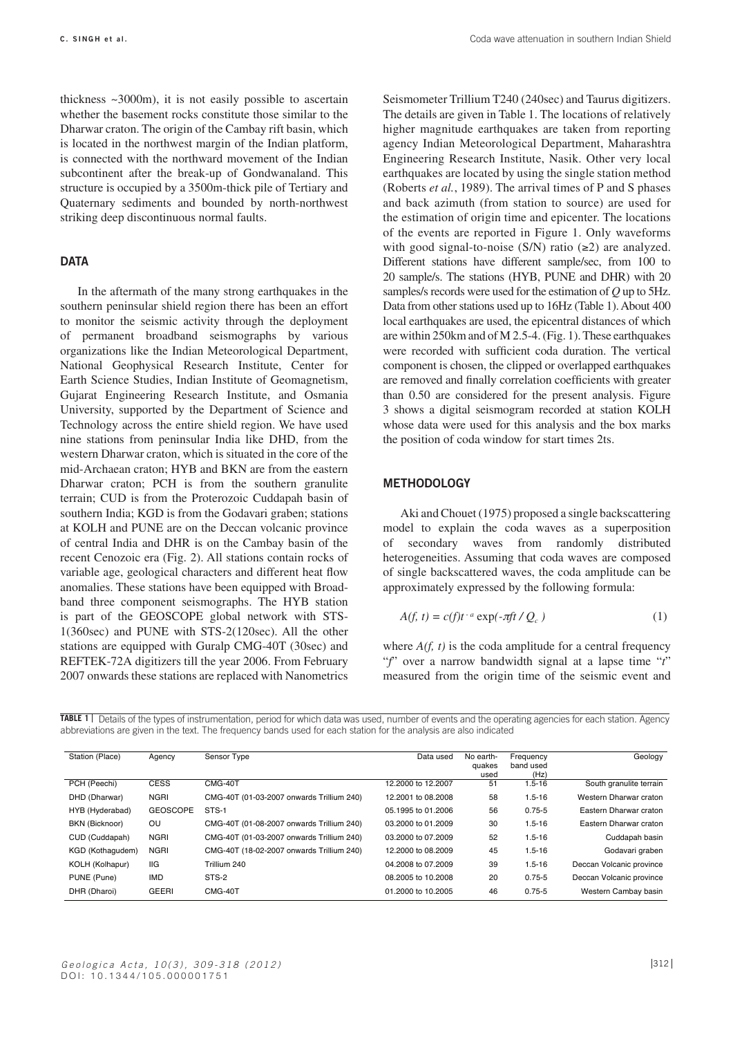thickness ~3000m), it is not easily possible to ascertain whether the basement rocks constitute those similar to the Dharwar craton. The origin of the Cambay rift basin, which is located in the northwest margin of the Indian platform, is connected with the northward movement of the Indian subcontinent after the break-up of Gondwanaland. This structure is occupied by a 3500m-thick pile of Tertiary and Quaternary sediments and bounded by north-northwest striking deep discontinuous normal faults.

## DATA

In the aftermath of the many strong earthquakes in the southern peninsular shield region there has been an effort to monitor the seismic activity through the deployment of permanent broadband seismographs by various organizations like the Indian Meteorological Department, National Geophysical Research Institute, Center for Earth Science Studies, Indian Institute of Geomagnetism, Gujarat Engineering Research Institute, and Osmania University, supported by the Department of Science and Technology across the entire shield region. We have used nine stations from peninsular India like DHD, from the western Dharwar craton, which is situated in the core of the mid-Archaean craton; HYB and BKN are from the eastern Dharwar craton; PCH is from the southern granulite terrain; CUD is from the Proterozoic Cuddapah basin of southern India; KGD is from the Godavari graben; stations at KOLH and PUNE are on the Deccan volcanic province of central India and DHR is on the Cambay basin of the recent Cenozoic era (Fig. 2). All stations contain rocks of variable age, geological characters and different heat flow anomalies. These stations have been equipped with Broad-band three component seismographs. The HYB station is part of the GEOSCOPE global network with STS-1(360sec) and PUNE with STS-2(120sec). All the other stations are equipped with Guralp CMG-40T (30sec) and REFTEK-72A digitizers till the year 2006. From February 2007 onwards these stations are replaced with Nanometrics Seismometer Trillium T240 (240sec) and Taurus digitizers. The details are given in Table 1. The locations of relatively higher magnitude earthquakes are taken from reporting agency Indian Meteorological Department, Maharashtra Engineering Research Institute, Nasik. Other very local earthquakes are located by using the single station method (Roberts *et al.*, 1989). The arrival times of P and S phases and back azimuth (from station to source) are used for the estimation of origin time and epicenter. The locations of the events are reported in Figure 1. Only waveforms with good signal-to-noise (S/N) ratio (≥2) are analyzed. Different stations have different sample/sec, from 100 to 20 sample/s. The stations (HYB, PUNE and DHR) with 20 samples/s records were used for the estimation of $Q$ up to 5Hz. Data from other stations used up to 16Hz (Table 1). About 400 local earthquakes are used, the epicentral distances of which are within 250km and of M 2.5-4. (Fig. 1). These earthquakes were recorded with sufficient coda duration. The vertical component is chosen, the clipped or overlapped earthquakes are removed and finally correlation coefficients with greater than 0.50 are considered for the present analysis. Figure 3 shows a digital seismogram recorded at station KOLH whose data were used for this analysis and the box marks the position of coda window for start times 2ts.

## METHODOLOGY

Aki and Chouet (1975) proposed a single backscattering model to explain the coda waves as a superposition of secondary waves from randomly distributed heterogeneities. Assuming that coda waves are composed of single backscattered waves, the coda amplitude can be approximately expressed by the following formula:

$$A(f, t) = c(f)t^{-a} \exp(-\pi ft / Q_c) \qquad (1)$$

where $A(f, t)$ is the coda amplitude for a central frequency "$f$" over a narrow bandwidth signal at a lapse time "$t$" measured from the origin time of the seismic event and

**TABLE 1** | Details of the types of instrumentation, period for which data was used, number of events and the operating agencies for each station. Agency abbreviations are given in the text. The frequency bands used for each station for the analysis are also indicated

| Station (Place) | Agency | Sensor Type | Data used | No earth-quakes used | Frequency band used (Hz) | Geology |
|---|---|---|---|---|---|---|
| PCH (Peechi) | CESS | CMG-40T | 12.2000 to 12.2007 | 51 | 1.5-16 | South granulite terrain |
| DHD (Dharwar) | NGRI | CMG-40T (01-03-2007 onwards Trillium 240) | 12.2001 to 08.2008 | 58 | 1.5-16 | Western Dharwar craton |
| HYB (Hyderabad) | GEOSCOPE | STS-1 | 05.1995 to 01.2006 | 56 | 0.75-5 | Eastern Dharwar craton |
| BKN (Bicknoor) | OU | CMG-40T (01-08-2007 onwards Trillium 240) | 03.2000 to 01.2009 | 30 | 1.5-16 | Eastern Dharwar craton |
| CUD (Cuddapah) | NGRI | CMG-40T (01-03-2007 onwards Trillium 240) | 03.2000 to 07.2009 | 52 | 1.5-16 | Cuddapah basin |
| KGD (Kothagudem) | NGRI | CMG-40T (18-02-2007 onwards Trillium 240) | 12.2000 to 08.2009 | 45 | 1.5-16 | Godavari graben |
| KOLH (Kolhapur) | IIG | Trillium 240 | 04.2008 to 07.2009 | 39 | 1.5-16 | Deccan Volcanic province |
| PUNE (Pune) | IMD | STS-2 | 08.2005 to 10.2008 | 20 | 0.75-5 | Deccan Volcanic province |
| DHR (Dharoi) | GEERI | CMG-40T | 01.2000 to 10.2005 | 46 | 0.75-5 | Western Cambay basin |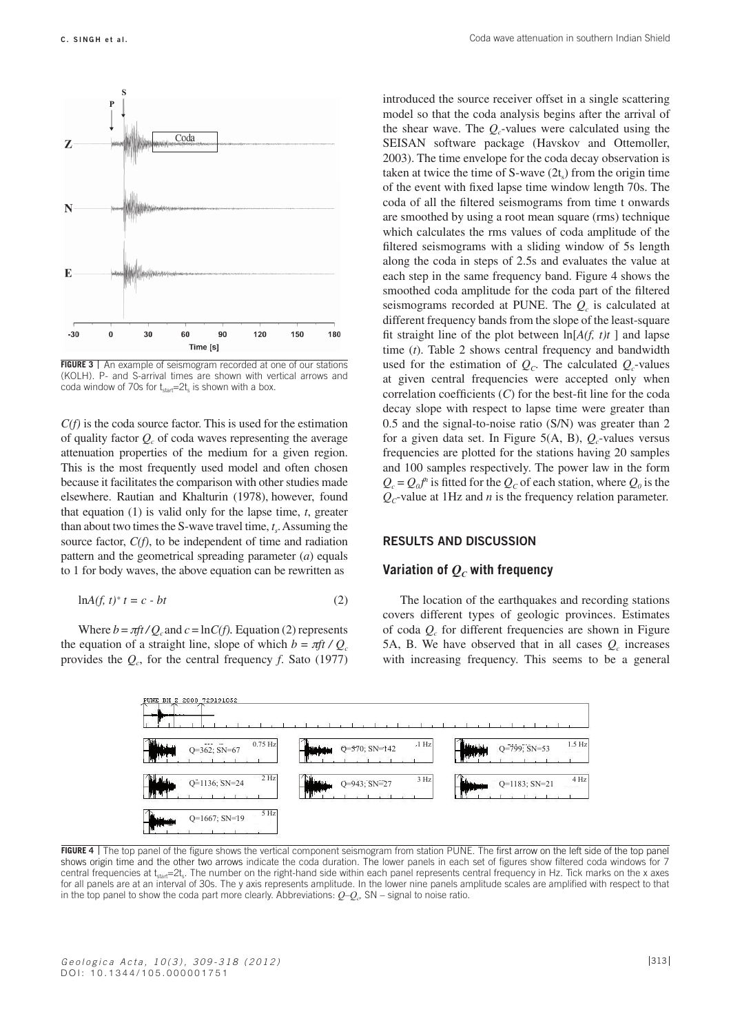**FIGURE 3** | An example of seismogram recorded at one of our stations (KOLH). P- and S-arrival times are shown with vertical arrows and coda window of 70s for $t_{start}=2t_s$ is shown with a box.

$C(f)$ is the coda source factor. This is used for the estimation of quality factor $Q_c$ of coda waves representing the average attenuation properties of the medium for a given region. This is the most frequently used model and often chosen because it facilitates the comparison with other studies made elsewhere. Rautian and Khalturin (1978), however, found that equation (1) is valid only for the lapse time, $t$, greater than about two times the S-wave travel time, $t_s$. Assuming the source factor, $C(f)$, to be independent of time and radiation pattern and the geometrical spreading parameter ($a$) equals to 1 for body waves, the above equation can be rewritten as

$$\ln A(f, t)^{*} t = c - bt \tag{2}$$

Where $b = \pi ft / Q_c$ and $c = \ln C(f)$. Equation (2) represents the equation of a straight line, slope of which $b = \pi ft / Q_c$ provides the $Q_c$, for the central frequency $f$. Sato (1977) introduced the source receiver offset in a single scattering model so that the coda analysis begins after the arrival of the shear wave. The $Q_c$-values were calculated using the SEISAN software package (Havskov and Ottemoller, 2003). The time envelope for the coda decay observation is taken at twice the time of S-wave ($2t_s$) from the origin time of the event with fixed lapse time window length 70s. The coda of all the filtered seismograms from time t onwards are smoothed by using a root mean square (rms) technique which calculates the rms values of coda amplitude of the filtered seismograms with a sliding window of 5s length along the coda in steps of 2.5s and evaluates the value at each step in the same frequency band. Figure 4 shows the smoothed coda amplitude for the coda part of the filtered seismograms recorded at PUNE. The $Q_c$ is calculated at different frequency bands from the slope of the least-square fit straight line of the plot between $\ln[A(f, t)t]$ and lapse time ($t$). Table 2 shows central frequency and bandwidth used for the estimation of $Q_C$. The calculated $Q_c$-values at given central frequencies were accepted only when correlation coefficients ($C$) for the best-fit line for the coda decay slope with respect to lapse time were greater than 0.5 and the signal-to-noise ratio (S/N) was greater than 2 for a given data set. In Figure 5(A, B), $Q_c$-values versus frequencies are plotted for the stations having 20 samples and 100 samples respectively. The power law in the form $Q_c = Q_0 f^n$ is fitted for the $Q_C$ of each station, where $Q_0$ is the $Q_C$-value at 1Hz and $n$ is the frequency relation parameter.

## RESULTS AND DISCUSSION

### Variation of $Q_C$ with frequency

The location of the earthquakes and recording stations covers different types of geologic provinces. Estimates of coda $Q_c$ for different frequencies are shown in Figure 5A, B. We have observed that in all cases $Q_c$ increases with increasing frequency. This seems to be a general

**FIGURE 4** | The top panel of the figure shows the vertical component seismogram from station PUNE. The first arrow on the left side of the top panel shows origin time and the other two arrows indicate the coda duration. The lower panels in each set of figures show filtered coda windows for 7 central frequencies at $t_{start}=2t_s$. The number on the right-hand side within each panel represents central frequency in Hz. Tick marks on the x axes for all panels are at an interval of 30s. The y axis represents amplitude. In the lower nine panels amplitude scales are amplified with respect to that in the top panel to show the coda part more clearly. Abbreviations: $Q$–$Q_c$, SN – signal to noise ratio.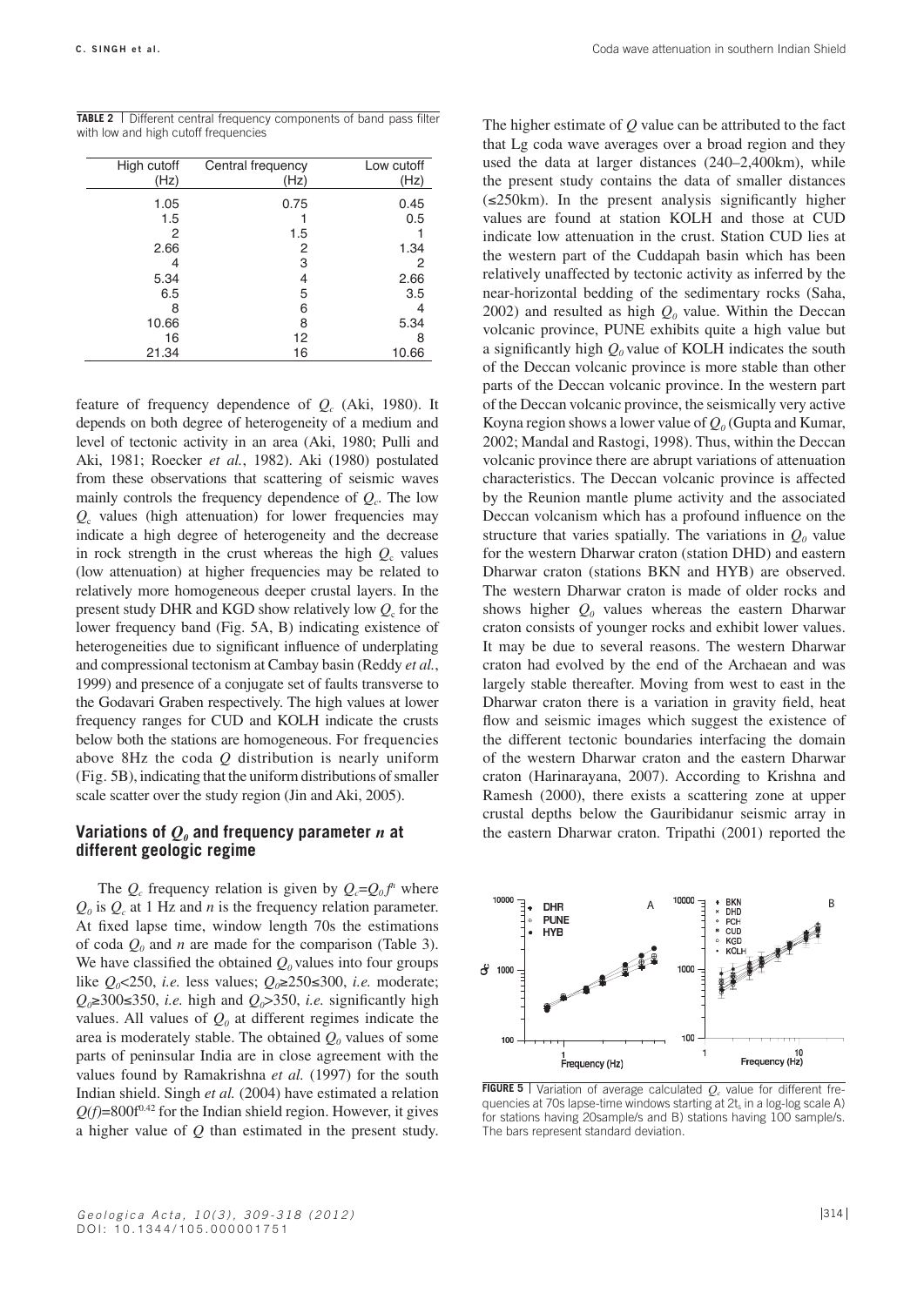**TABLE 2** | Different central frequency components of band pass filter with low and high cutoff frequencies

| High cutoff (Hz) | Central frequency (Hz) | Low cutoff (Hz) |
|---|---|---|
| 1.05 | 0.75 | 0.45 |
| 1.5 | 1 | 0.5 |
| 2 | 1.5 | 1 |
| 2.66 | 2 | 1.34 |
| 4 | 3 | 2 |
| 5.34 | 4 | 2.66 |
| 6.5 | 5 | 3.5 |
| 8 | 6 | 4 |
| 10.66 | 8 | 5.34 |
| 16 | 12 | 8 |
| 21.34 | 16 | 10.66 |

feature of frequency dependence of $Q_c$ (Aki, 1980). It depends on both degree of heterogeneity of a medium and level of tectonic activity in an area (Aki, 1980; Pulli and Aki, 1981; Roecker *et al.*, 1982). Aki (1980) postulated from these observations that scattering of seismic waves mainly controls the frequency dependence of $Q_c$. The low $Q_c$ values (high attenuation) for lower frequencies may indicate a high degree of heterogeneity and the decrease in rock strength in the crust whereas the high $Q_c$ values (low attenuation) at higher frequencies may be related to relatively more homogeneous deeper crustal layers. In the present study DHR and KGD show relatively low $Q_c$ for the lower frequency band (Fig. 5A, B) indicating existence of heterogeneities due to significant influence of underplating and compressional tectonism at Cambay basin (Reddy *et al.*, 1999) and presence of a conjugate set of faults transverse to the Godavari Graben respectively. The high values at lower frequency ranges for CUD and KOLH indicate the crusts below both the stations are homogeneous. For frequencies above 8Hz the coda $Q$ distribution is nearly uniform (Fig. 5B), indicating that the uniform distributions of smaller scale scatter over the study region (Jin and Aki, 2005).

## Variations of $Q_0$ and frequency parameter $n$ at different geologic regime

The $Q_c$ frequency relation is given by $Q_c=Q_0 f^n$ where $Q_0$ is $Q_c$ at 1 Hz and $n$ is the frequency relation parameter. At fixed lapse time, window length 70s the estimations of coda $Q_0$ and $n$ are made for the comparison (Table 3). We have classified the obtained $Q_0$ values into four groups like $Q_0$<250, *i.e.* less values; $Q_0$≥250≤300, *i.e.* moderate; $Q_0$≥300≤350, *i.e.* high and $Q_0$>350, *i.e.* significantly high values. All values of $Q_0$ at different regimes indicate the area is moderately stable. The obtained $Q_0$ values of some parts of peninsular India are in close agreement with the values found by Ramakrishna *et al.* (1997) for the south Indian shield. Singh *et al.* (2004) have estimated a relation $Q(f)=800f^{0.42}$ for the Indian shield region. However, it gives a higher value of $Q$ than estimated in the present study. The higher estimate of $Q$ value can be attributed to the fact that Lg coda wave averages over a broad region and they used the data at larger distances (240–2,400km), while the present study contains the data of smaller distances (≤250km). In the present analysis significantly higher values are found at station KOLH and those at CUD indicate low attenuation in the crust. Station CUD lies at the western part of the Cuddapah basin which has been relatively unaffected by tectonic activity as inferred by the near-horizontal bedding of the sedimentary rocks (Saha, 2002) and resulted as high $Q_0$ value. Within the Deccan volcanic province, PUNE exhibits quite a high value but a significantly high $Q_0$ value of KOLH indicates the south of the Deccan volcanic province is more stable than other parts of the Deccan volcanic province. In the western part of the Deccan volcanic province, the seismically very active Koyna region shows a lower value of $Q_0$ (Gupta and Kumar, 2002; Mandal and Rastogi, 1998). Thus, within the Deccan volcanic province there are abrupt variations of attenuation characteristics. The Deccan volcanic province is affected by the Reunion mantle plume activity and the associated Deccan volcanism which has a profound influence on the structure that varies spatially. The variations in $Q_0$ value for the western Dharwar craton (station DHD) and eastern Dharwar craton (stations BKN and HYB) are observed. The western Dharwar craton is made of older rocks and shows higher $Q_0$ values whereas the eastern Dharwar craton consists of younger rocks and exhibit lower values. It may be due to several reasons. The western Dharwar craton had evolved by the end of the Archaean and was largely stable thereafter. Moving from west to east in the Dharwar craton there is a variation in gravity field, heat flow and seismic images which suggest the existence of the different tectonic boundaries interfacing the domain of the western Dharwar craton and the eastern Dharwar craton (Harinarayana, 2007). According to Krishna and Ramesh (2000), there exists a scattering zone at upper crustal depths below the Gauribidanur seismic array in the eastern Dharwar craton. Tripathi (2001) reported the

**FIGURE 5** | Variation of average calculated $Q_c$ value for different frequencies at 70s lapse-time windows starting at $2t_s$ in a log-log scale A) for stations having 20sample/s and B) stations having 100 sample/s. The bars represent standard deviation.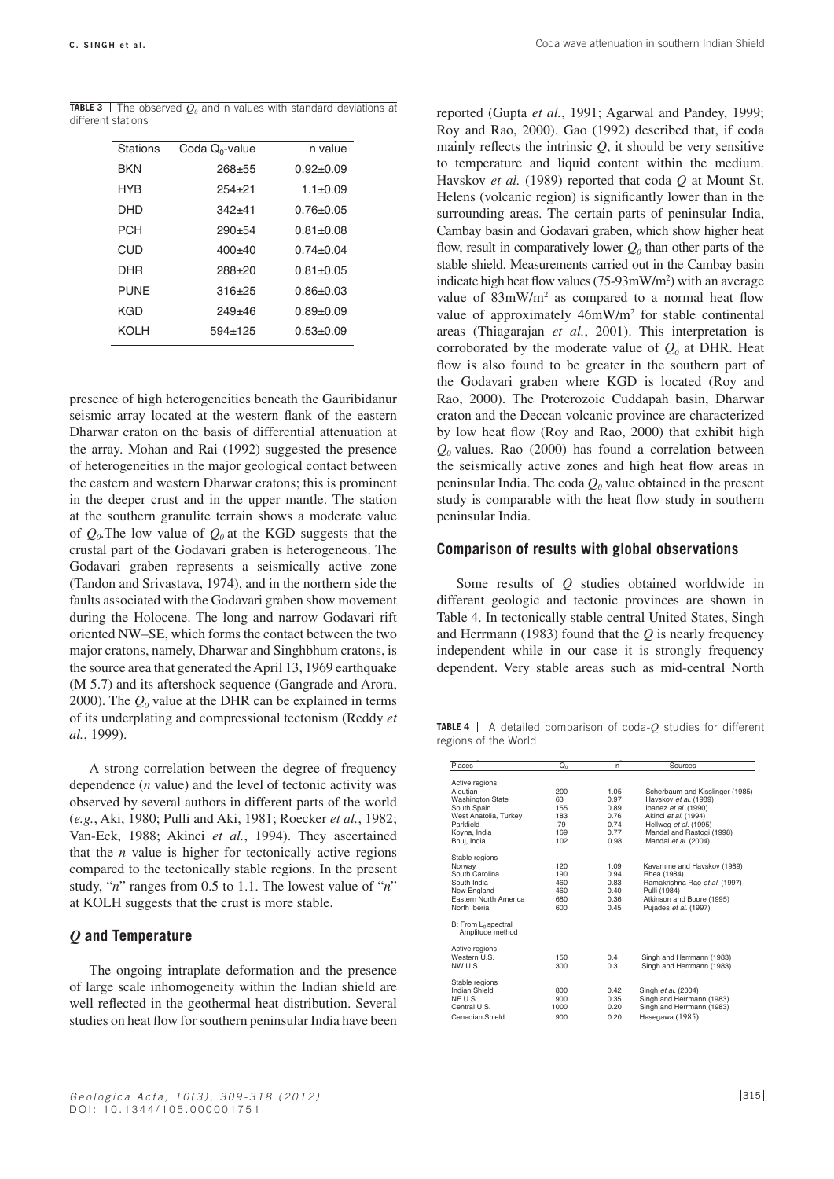**TABLE 3** | The observed $Q_0$ and n values with standard deviations at different stations

| Stations | Coda $Q_0$-value | n value |
|---|---|---|
| BKN | 268±55 | 0.92±0.09 |
| HYB | 254±21 | 1.1±0.09 |
| DHD | 342±41 | 0.76±0.05 |
| PCH | 290±54 | 0.81±0.08 |
| CUD | 400±40 | 0.74±0.04 |
| DHR | 288±20 | 0.81±0.05 |
| PUNE | 316±25 | 0.86±0.03 |
| KGD | 249±46 | 0.89±0.09 |
| KOLH | 594±125 | 0.53±0.09 |

presence of high heterogeneities beneath the Gauribidanur seismic array located at the western flank of the eastern Dharwar craton on the basis of differential attenuation at the array. Mohan and Rai (1992) suggested the presence of heterogeneities in the major geological contact between the eastern and western Dharwar cratons; this is prominent in the deeper crust and in the upper mantle. The station at the southern granulite terrain shows a moderate value of $Q_0$. The low value of $Q_0$ at the KGD suggests that the crustal part of the Godavari graben is heterogeneous. The Godavari graben represents a seismically active zone (Tandon and Srivastava, 1974), and in the northern side the faults associated with the Godavari graben show movement during the Holocene. The long and narrow Godavari rift oriented NW–SE, which forms the contact between the two major cratons, namely, Dharwar and Singhbhum cratons, is the source area that generated the April 13, 1969 earthquake (M 5.7) and its aftershock sequence (Gangrade and Arora, 2000). The $Q_0$ value at the DHR can be explained in terms of its underplating and compressional tectonism (Reddy *et al.*, 1999).

A strong correlation between the degree of frequency dependence (*n* value) and the level of tectonic activity was observed by several authors in different parts of the world (*e.g.*, Aki, 1980; Pulli and Aki, 1981; Roecker *et al.*, 1982; Van-Eck, 1988; Akinci *et al.*, 1994). They ascertained that the *n* value is higher for tectonically active regions compared to the tectonically stable regions. In the present study, "*n*" ranges from 0.5 to 1.1. The lowest value of "*n*" at KOLH suggests that the crust is more stable.

## *Q* and Temperature

The ongoing intraplate deformation and the presence of large scale inhomogeneity within the Indian shield are well reflected in the geothermal heat distribution. Several studies on heat flow for southern peninsular India have been reported (Gupta *et al.*, 1991; Agarwal and Pandey, 1999; Roy and Rao, 2000). Gao (1992) described that, if coda mainly reflects the intrinsic *Q*, it should be very sensitive to temperature and liquid content within the medium. Havskov *et al.* (1989) reported that coda *Q* at Mount St. Helens (volcanic region) is significantly lower than in the surrounding areas. The certain parts of peninsular India, Cambay basin and Godavari graben, which show higher heat flow, result in comparatively lower $Q_0$ than other parts of the stable shield. Measurements carried out in the Cambay basin indicate high heat flow values (75-93mW/m$^2$) with an average value of 83mW/m$^2$ as compared to a normal heat flow value of approximately 46mW/m$^2$ for stable continental areas (Thiagarajan *et al.*, 2001). This interpretation is corroborated by the moderate value of $Q_0$ at DHR. Heat flow is also found to be greater in the southern part of the Godavari graben where KGD is located (Roy and Rao, 2000). The Proterozoic Cuddapah basin, Dharwar craton and the Deccan volcanic province are characterized by low heat flow (Roy and Rao, 2000) that exhibit high $Q_0$ values. Rao (2000) has found a correlation between the seismically active zones and high heat flow areas in peninsular India. The coda $Q_0$ value obtained in the present study is comparable with the heat flow study in southern peninsular India.

## Comparison of results with global observations

Some results of *Q* studies obtained worldwide in different geologic and tectonic provinces are shown in Table 4. In tectonically stable central United States, Singh and Herrmann (1983) found that the *Q* is nearly frequency independent while in our case it is strongly frequency dependent. Very stable areas such as mid-central North

**TABLE 4** | A detailed comparison of coda-*Q* studies for different regions of the World

| Places | $Q_0$ | n | Sources |
|---|---|---|---|
| Active regions | | | |
| Aleutian | 200 | 1.05 | Scherbaum and Kisslinger (1985) |
| Washington State | 63 | 0.97 | Havskov *et al.* (1989) |
| South Spain | 155 | 0.89 | Ibanez *et al.* (1990) |
| West Anatolia, Turkey | 183 | 0.76 | Akinci *et al.* (1994) |
| Parkfield | 79 | 0.74 | Hellweg *et al.* (1995) |
| Koyna, India | 169 | 0.77 | Mandal and Rastogi (1998) |
| Bhuj, India | 102 | 0.98 | Mandal *et al.* (2004) |
| Stable regions | | | |
| Norway | 120 | 1.09 | Kavamme and Havskov (1989) |
| South Carolina | 190 | 0.94 | Rhea (1984) |
| South India | 460 | 0.83 | Ramakrishna Rao *et al.* (1997) |
| New England | 460 | 0.40 | Pulli (1984) |
| Eastern North America | 680 | 0.36 | Atkinson and Boore (1995) |
| North Iberia | 600 | 0.45 | Pujades *et al.* (1997) |
| B: From $L_g$ spectral Amplitude method | | | |
| Active regions | | | |
| Western U.S. | 150 | 0.4 | Singh and Herrmann (1983) |
| NW U.S. | 300 | 0.3 | Singh and Herrmann (1983) |
| Stable regions | | | |
| Indian Shield | 800 | 0.42 | Singh *et al.* (2004) |
| NE U.S. | 900 | 0.35 | Singh and Herrmann (1983) |
| Central U.S. | 1000 | 0.20 | Singh and Herrmann (1983) |
| Canadian Shield | 900 | 0.20 | Hasegawa (1985) |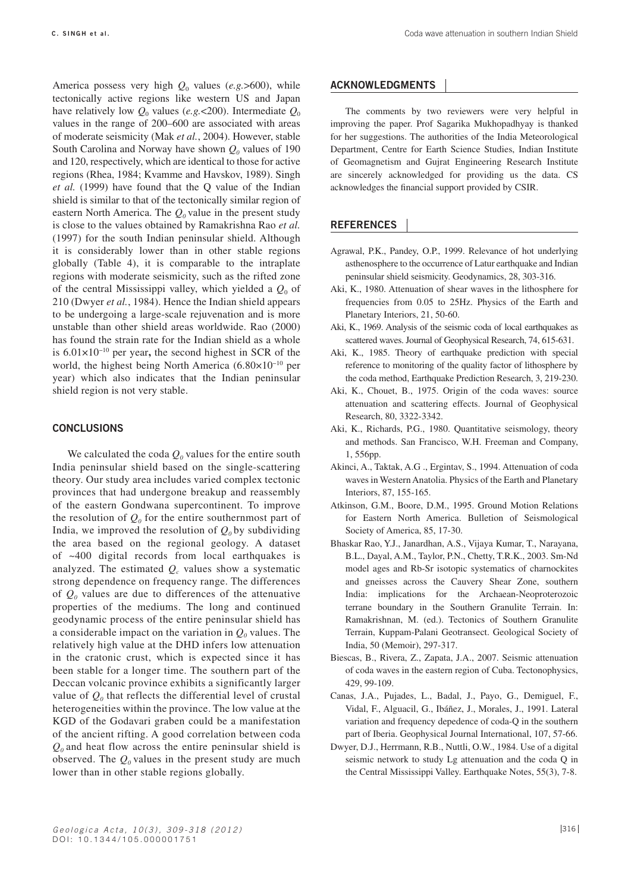America possess very high $Q_0$ values (*e.g.*>600), while tectonically active regions like western US and Japan have relatively low $Q_0$ values (*e.g.*<200). Intermediate $Q_0$ values in the range of 200–600 are associated with areas of moderate seismicity (Mak *et al.*, 2004). However, stable South Carolina and Norway have shown $Q_0$ values of 190 and 120, respectively, which are identical to those for active regions (Rhea, 1984; Kvamme and Havskov, 1989). Singh *et al.* (1999) have found that the Q value of the Indian shield is similar to that of the tectonically similar region of eastern North America. The $Q_0$ value in the present study is close to the values obtained by Ramakrishna Rao *et al.* (1997) for the south Indian peninsular shield. Although it is considerably lower than in other stable regions globally (Table 4), it is comparable to the intraplate regions with moderate seismicity, such as the rifted zone of the central Mississippi valley, which yielded a $Q_0$ of 210 (Dwyer *et al.*, 1984). Hence the Indian shield appears to be undergoing a large-scale rejuvenation and is more unstable than other shield areas worldwide. Rao (2000) has found the strain rate for the Indian shield as a whole is $6.01\times10^{-10}$ per year**,** the second highest in SCR of the world, the highest being North America ($6.80\times10^{-10}$ per year) which also indicates that the Indian peninsular shield region is not very stable.

## CONCLUSIONS

We calculated the coda $Q_0$ values for the entire south India peninsular shield based on the single-scattering theory. Our study area includes varied complex tectonic provinces that had undergone breakup and reassembly of the eastern Gondwana supercontinent. To improve the resolution of $Q_0$ for the entire southernmost part of India, we improved the resolution of $Q_0$ by subdividing the area based on the regional geology. A dataset of ~400 digital records from local earthquakes is analyzed. The estimated $Q_c$ values show a systematic strong dependence on frequency range. The differences of $Q_0$ values are due to differences of the attenuative properties of the mediums. The long and continued geodynamic process of the entire peninsular shield has a considerable impact on the variation in $Q_0$ values. The relatively high value at the DHD infers low attenuation in the cratonic crust, which is expected since it has been stable for a longer time. The southern part of the Deccan volcanic province exhibits a significantly larger value of $Q_0$ that reflects the differential level of crustal heterogeneities within the province. The low value at the KGD of the Godavari graben could be a manifestation of the ancient rifting. A good correlation between coda $Q_0$ and heat flow across the entire peninsular shield is observed. The $Q_0$ values in the present study are much lower than in other stable regions globally.

## ACKNOWLEDGMENTS

The comments by two reviewers were very helpful in improving the paper. Prof Sagarika Mukhopadhyay is thanked for her suggestions. The authorities of the India Meteorological Department, Centre for Earth Science Studies, Indian Institute of Geomagnetism and Gujrat Engineering Research Institute are sincerely acknowledged for providing us the data. CS acknowledges the financial support provided by CSIR.

## REFERENCES

Agrawal, P.K., Pandey, O.P., 1999. Relevance of hot underlying asthenosphere to the occurrence of Latur earthquake and Indian peninsular shield seismicity. Geodynamics, 28, 303-316.

Aki, K., 1980. Attenuation of shear waves in the lithosphere for frequencies from 0.05 to 25Hz. Physics of the Earth and Planetary Interiors, 21, 50-60.

Aki, K., 1969. Analysis of the seismic coda of local earthquakes as scattered waves. Journal of Geophysical Research, 74, 615-631.

Aki, K., 1985. Theory of earthquake prediction with special reference to monitoring of the quality factor of lithosphere by the coda method, Earthquake Prediction Research, 3, 219-230.

Aki, K., Chouet, B., 1975. Origin of the coda waves: source attenuation and scattering effects. Journal of Geophysical Research, 80, 3322-3342.

Aki, K., Richards, P.G., 1980. Quantitative seismology, theory and methods. San Francisco, W.H. Freeman and Company, 1, 556pp.

Akinci, A., Taktak, A.G ., Ergintav, S., 1994. Attenuation of coda waves in Western Anatolia. Physics of the Earth and Planetary Interiors, 87, 155-165.

Atkinson, G.M., Boore, D.M., 1995. Ground Motion Relations for Eastern North America. Bulletion of Seismological Society of America, 85, 17-30.

Bhaskar Rao, Y.J., Janardhan, A.S., Vijaya Kumar, T., Narayana, B.L., Dayal, A.M., Taylor, P.N., Chetty, T.R.K., 2003. Sm-Nd model ages and Rb-Sr isotopic systematics of charnockites and gneisses across the Cauvery Shear Zone, southern India: implications for the Archaean-Neoproterozoic terrane boundary in the Southern Granulite Terrain. In: Ramakrishnan, M. (ed.). Tectonics of Southern Granulite Terrain, Kuppam-Palani Geotransect. Geological Society of India, 50 (Memoir), 297-317.

Biescas, B., Rivera, Z., Zapata, J.A., 2007. Seismic attenuation of coda waves in the eastern region of Cuba. Tectonophysics, 429, 99-109.

Canas, J.A., Pujades, L., Badal, J., Payo, G., Demiguel, F., Vidal, F., Alguacil, G., Ibáñez, J., Morales, J., 1991. Lateral variation and frequency depedence of coda-Q in the southern part of Iberia. Geophysical Journal International, 107, 57-66.

Dwyer, D.J., Herrmann, R.B., Nuttli, O.W., 1984. Use of a digital seismic network to study Lg attenuation and the coda Q in the Central Mississippi Valley. Earthquake Notes, 55(3), 7-8.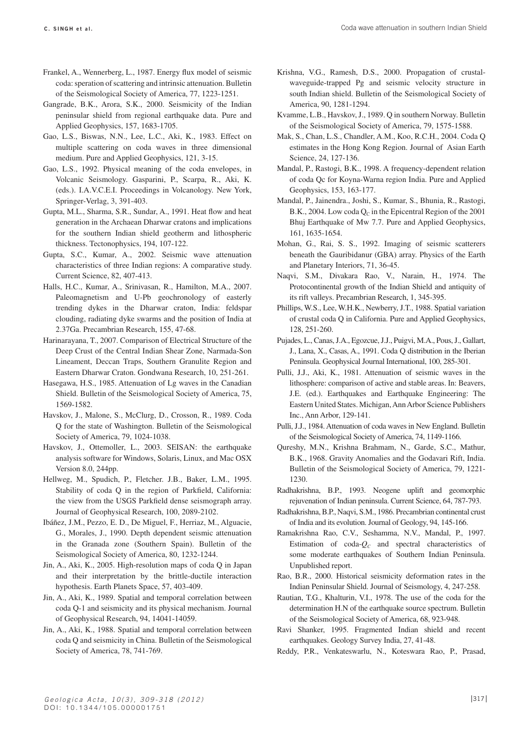Frankel, A., Wennerberg, L., 1987. Energy flux model of seismic coda: speration of scattering and intrinsic attenuation. Bulletin of the Seismological Society of America, 77, 1223-1251.

Gangrade, B.K., Arora, S.K., 2000. Seismicity of the Indian peninsular shield from regional earthquake data. Pure and Applied Geophysics, 157, 1683-1705.

Gao, L.S., Biswas, N.N., Lee, L.C., Aki, K., 1983. Effect on multiple scattering on coda waves in three dimensional medium. Pure and Applied Geophysics, 121, 3-15.

Gao, L.S., 1992. Physical meaning of the coda envelopes, in Volcanic Seismology. Gasparini, P., Scarpa, R., Aki, K. (eds.). I.A.V.C.E.I. Proceedings in Volcanology. New York, Springer-Verlag, 3, 391-403.

Gupta, M.L., Sharma, S.R., Sundar, A., 1991. Heat flow and heat generation in the Archaean Dharwar cratons and implications for the southern Indian shield geotherm and lithospheric thickness. Tectonophysics, 194, 107-122.

Gupta, S.C., Kumar, A., 2002. Seismic wave attenuation characteristics of three Indian regions: A comparative study. Current Science, 82, 407-413.

Halls, H.C., Kumar, A., Srinivasan, R., Hamilton, M.A., 2007. Paleomagnetism and U-Pb geochronology of easterly trending dykes in the Dharwar craton, India: feldspar clouding, radiating dyke swarms and the position of India at 2.37Ga. Precambrian Research, 155, 47-68.

Harinarayana, T., 2007. Comparison of Electrical Structure of the Deep Crust of the Central Indian Shear Zone, Narmada-Son Lineament, Deccan Traps, Southern Granulite Region and Eastern Dharwar Craton. Gondwana Research, 10, 251-261.

Hasegawa, H.S., 1985. Attenuation of Lg waves in the Canadian Shield. Bulletin of the Seismological Society of America, 75, 1569-1582.

Havskov, J., Malone, S., McClurg, D., Crosson, R., 1989. Coda Q for the state of Washington. Bulletin of the Seismological Society of America, 79, 1024-1038.

Havskov, J., Ottemoller, L., 2003. SEISAN: the earthquake analysis software for Windows, Solaris, Linux, and Mac OSX Version 8.0, 244pp.

Hellweg, M., Spudich, P., Fletcher. J.B., Baker, L.M., 1995. Stability of coda Q in the region of Parkfield, California: the view from the USGS Parkfield dense seismograph array. Journal of Geophysical Research, 100, 2089-2102.

Ibáñez, J.M., Pezzo, E. D., De Miguel, F., Herriaz, M., Alguacie, G., Morales, J., 1990. Depth dependent seismic attenuation in the Granada zone (Southern Spain). Bulletin of the Seismological Society of America, 80, 1232-1244.

Jin, A., Aki, K., 2005. High-resolution maps of coda Q in Japan and their interpretation by the brittle-ductile interaction hypothesis. Earth Planets Space, 57, 403-409.

Jin, A., Aki, K., 1989. Spatial and temporal correlation between coda Q-1 and seismicity and its physical mechanism. Journal of Geophysical Research, 94, 14041-14059.

Jin, A., Aki, K., 1988. Spatial and temporal correlation between coda Q and seismicity in China. Bulletin of the Seismological Society of America, 78, 741-769.

Krishna, V.G., Ramesh, D.S., 2000. Propagation of crustal-waveguide-trapped Pg and seismic velocity structure in south Indian shield. Bulletin of the Seismological Society of America, 90, 1281-1294.

Kvamme, L.B., Havskov, J., 1989. Q in southern Norway. Bulletin of the Seismological Society of America, 79, 1575-1588.

Mak, S., Chan, L.S., Chandler, A.M., Koo, R.C.H., 2004. Coda Q estimates in the Hong Kong Region. Journal of Asian Earth Science, 24, 127-136.

Mandal, P., Rastogi, B.K., 1998. A frequency-dependent relation of coda Qc for Koyna-Warna region India. Pure and Applied Geophysics, 153, 163-177.

Mandal, P., Jainendra., Joshi, S., Kumar, S., Bhunia, R., Rastogi, B.K., 2004. Low coda $Q_C$ in the Epicentral Region of the 2001 Bhuj Earthquake of Mw 7.7. Pure and Applied Geophysics, 161, 1635-1654.

Mohan, G., Rai, S. S., 1992. Imaging of seismic scatterers beneath the Gauribidanur (GBA) array. Physics of the Earth and Planetary Interiors, 71, 36-45.

Naqvi, S.M., Divakara Rao, V., Narain, H., 1974. The Protocontinental growth of the Indian Shield and antiquity of its rift valleys. Precambrian Research, 1, 345-395.

Phillips, W.S., Lee, W.H.K., Newberry, J.T., 1988. Spatial variation of crustal coda Q in California. Pure and Applied Geophysics, 128, 251-260.

Pujades, L., Canas, J.A., Egozcue, J.J., Puigvi, M.A., Pous, J., Gallart, J., Lana, X., Casas, A., 1991. Coda Q distribution in the Iberian Peninsula. Geophysical Journal International, 100, 285-301.

Pulli, J.J., Aki, K., 1981. Attenuation of seismic waves in the lithosphere: comparison of active and stable areas. In: Beavers, J.E. (ed.). Earthquakes and Earthquake Engineering: The Eastern United States. Michigan, Ann Arbor Science Publishers Inc., Ann Arbor, 129-141.

Pulli, J.J., 1984. Attenuation of coda waves in New England. Bulletin of the Seismological Society of America, 74, 1149-1166.

Qureshy, M.N., Krishna Brahmam, N., Garde, S.C., Mathur, B.K., 1968. Gravity Anomalies and the Godavari Rift, India. Bulletin of the Seismological Society of America, 79, 1221-1230.

Radhakrishna, B.P., 1993. Neogene uplift and geomorphic rejuvenation of Indian peninsula. Current Science, 64, 787-793.

Radhakrishna, B.P., Naqvi, S.M., 1986. Precambrian continental crust of India and its evolution. Journal of Geology, 94, 145-166.

Ramakrishna Rao, C.V., Seshamma, N.V., Mandal, P., 1997. Estimation of coda-$Q_C$ and spectral characteristics of some moderate earthquakes of Southern Indian Peninsula. Unpublished report.

Rao, B.R., 2000. Historical seismicity deformation rates in the Indian Peninsular Shield. Journal of Seismology, 4, 247-258.

Rautian, T.G., Khalturin, V.I., 1978. The use of the coda for the determination H.N of the earthquake source spectrum. Bulletin of the Seismological Society of America, 68, 923-948.

Ravi Shanker, 1995. Fragmented Indian shield and recent earthquakes. Geology Survey India, 27, 41-48.

Reddy, P.R., Venkateswarlu, N., Koteswara Rao, P., Prasad,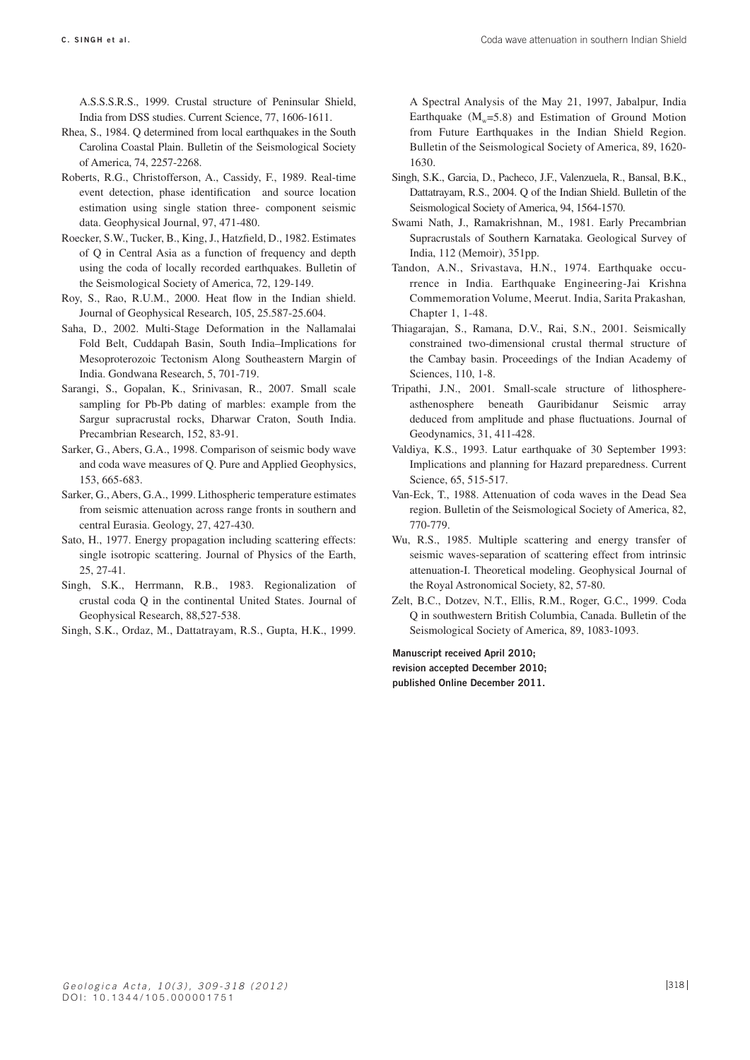A.S.S.S.R.S., 1999. Crustal structure of Peninsular Shield, India from DSS studies. Current Science, 77, 1606-1611.

Rhea, S., 1984. Q determined from local earthquakes in the South Carolina Coastal Plain. Bulletin of the Seismological Society of America, 74, 2257-2268.

Roberts, R.G., Christofferson, A., Cassidy, F., 1989. Real-time event detection, phase identification and source location estimation using single station three- component seismic data. Geophysical Journal, 97, 471-480.

Roecker, S.W., Tucker, B., King, J., Hatzfield, D., 1982. Estimates of Q in Central Asia as a function of frequency and depth using the coda of locally recorded earthquakes. Bulletin of the Seismological Society of America, 72, 129-149.

Roy, S., Rao, R.U.M., 2000. Heat flow in the Indian shield. Journal of Geophysical Research, 105, 25.587-25.604.

Saha, D., 2002. Multi-Stage Deformation in the Nallamalai Fold Belt, Cuddapah Basin, South India–Implications for Mesoproterozoic Tectonism Along Southeastern Margin of India. Gondwana Research, 5, 701-719.

Sarangi, S., Gopalan, K., Srinivasan, R., 2007. Small scale sampling for Pb-Pb dating of marbles: example from the Sargur supracrustal rocks, Dharwar Craton, South India. Precambrian Research, 152, 83-91.

Sarker, G., Abers, G.A., 1998. Comparison of seismic body wave and coda wave measures of Q. Pure and Applied Geophysics, 153, 665-683.

Sarker, G., Abers, G.A., 1999. Lithospheric temperature estimates from seismic attenuation across range fronts in southern and central Eurasia. Geology, 27, 427-430.

Sato, H., 1977. Energy propagation including scattering effects: single isotropic scattering. Journal of Physics of the Earth, 25, 27-41.

Singh, S.K., Herrmann, R.B., 1983. Regionalization of crustal coda Q in the continental United States. Journal of Geophysical Research, 88,527-538.

Singh, S.K., Ordaz, M., Dattatrayam, R.S., Gupta, H.K., 1999. A Spectral Analysis of the May 21, 1997, Jabalpur, India Earthquake ($M_w$=5.8) and Estimation of Ground Motion from Future Earthquakes in the Indian Shield Region. Bulletin of the Seismological Society of America, 89, 1620-1630.

Singh, S.K., Garcia, D., Pacheco, J.F., Valenzuela, R., Bansal, B.K., Dattatrayam, R.S., 2004. Q of the Indian Shield. Bulletin of the Seismological Society of America, 94, 1564-1570.

Swami Nath, J., Ramakrishnan, M., 1981. Early Precambrian Supracrustals of Southern Karnataka. Geological Survey of India, 112 (Memoir), 351pp.

Tandon, A.N., Srivastava, H.N., 1974. Earthquake occurrence in India. Earthquake Engineering-Jai Krishna Commemoration Volume, Meerut. India, Sarita Prakashan, Chapter 1, 1-48.

Thiagarajan, S., Ramana, D.V., Rai, S.N., 2001. Seismically constrained two-dimensional crustal thermal structure of the Cambay basin. Proceedings of the Indian Academy of Sciences, 110, 1-8.

Tripathi, J.N., 2001. Small-scale structure of lithosphere-asthenosphere beneath Gauribidanur Seismic array deduced from amplitude and phase fluctuations. Journal of Geodynamics, 31, 411-428.

Valdiya, K.S., 1993. Latur earthquake of 30 September 1993: Implications and planning for Hazard preparedness. Current Science, 65, 515-517.

Van-Eck, T., 1988. Attenuation of coda waves in the Dead Sea region. Bulletin of the Seismological Society of America, 82, 770-779.

Wu, R.S., 1985. Multiple scattering and energy transfer of seismic waves-separation of scattering effect from intrinsic attenuation-I. Theoretical modeling. Geophysical Journal of the Royal Astronomical Society, 82, 57-80.

Zelt, B.C., Dotzev, N.T., Ellis, R.M., Roger, G.C., 1999. Coda Q in southwestern British Columbia, Canada. Bulletin of the Seismological Society of America, 89, 1083-1093.

**Manuscript received April 2010;**
**revision accepted December 2010;**
**published Online December 2011.**